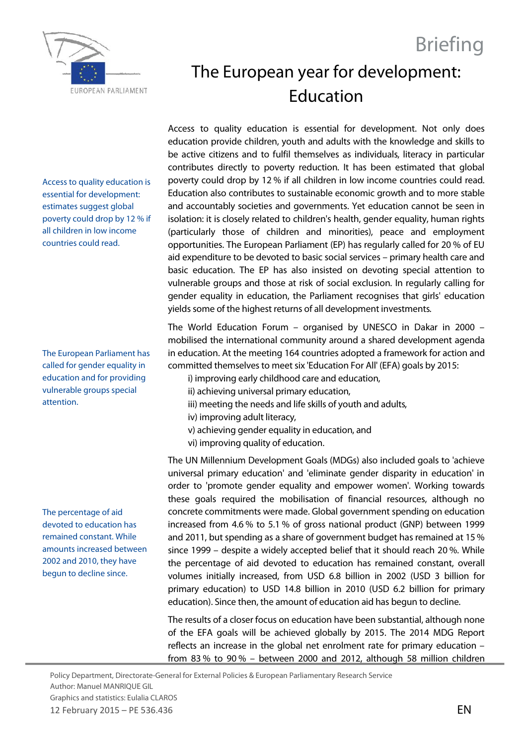Briefing

# The European year for development: Education

> Access to quality education is essential for development: estimates suggest global poverty could drop by 12 % if all children in low income countries could read.

Access to quality education is essential for development. Not only does education provide children, youth and adults with the knowledge and skills to be active citizens and to fulfil themselves as individuals, literacy in particular contributes directly to poverty reduction. It has been estimated that global poverty could drop by 12 % if all children in low income countries could read. Education also contributes to sustainable economic growth and to more stable and accountably societies and governments. Yet education cannot be seen in isolation: it is closely related to children's health, gender equality, human rights (particularly those of children and minorities), peace and employment opportunities. The European Parliament (EP) has regularly called for 20 % of EU aid expenditure to be devoted to basic social services – primary health care and basic education. The EP has also insisted on devoting special attention to vulnerable groups and those at risk of social exclusion. In regularly calling for gender equality in education, the Parliament recognises that girls' education yields some of the highest returns of all development investments.

> The European Parliament has called for gender equality in education and for providing vulnerable groups special attention.

The World Education Forum – organised by UNESCO in Dakar in 2000 – mobilised the international community around a shared development agenda in education. At the meeting 164 countries adopted a framework for action and committed themselves to meet six 'Education For All' (EFA) goals by 2015:

- i) improving early childhood care and education,
- ii) achieving universal primary education,
- iii) meeting the needs and life skills of youth and adults,
- iv) improving adult literacy,
- v) achieving gender equality in education, and
- vi) improving quality of education.

> The percentage of aid devoted to education has remained constant. While amounts increased between 2002 and 2010, they have begun to decline since.

The UN Millennium Development Goals (MDGs) also included goals to 'achieve universal primary education' and 'eliminate gender disparity in education' in order to 'promote gender equality and empower women'. Working towards these goals required the mobilisation of financial resources, although no concrete commitments were made. Global government spending on education increased from 4.6 % to 5.1 % of gross national product (GNP) between 1999 and 2011, but spending as a share of government budget has remained at 15 % since 1999 – despite a widely accepted belief that it should reach 20 %. While the percentage of aid devoted to education has remained constant, overall volumes initially increased, from USD 6.8 billion in 2002 (USD 3 billion for primary education) to USD 14.8 billion in 2010 (USD 6.2 billion for primary education). Since then, the amount of education aid has begun to decline.

The results of a closer focus on education have been substantial, although none of the EFA goals will be achieved globally by 2015. The 2014 MDG Report reflects an increase in the global net enrolment rate for primary education – from 83 % to 90 % – between 2000 and 2012, although 58 million children

Policy Department, Directorate-General for External Policies & European Parliamentary Research Service
Author: Manuel MANRIQUE GIL
Graphics and statistics: Eulalia CLAROS
12 February 2015 – PE 536.436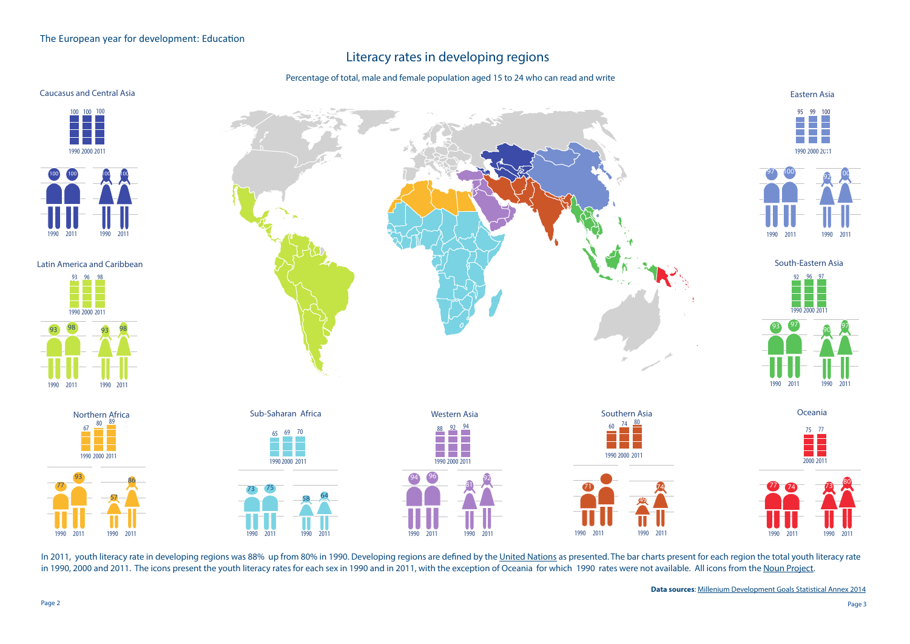The European year for development: Education

# Literacy rates in developing regions

Percentage of total, male and female population aged 15 to 24 who can read and write

| Region | Total 1990 | Total 2000 | Total 2011 | Male 1990 | Male 2011 | Female 1990 | Female 2011 |
|---|---|---|---|---|---|---|---|
| Caucasus and Central Asia | 100 | 100 | 100 | 100 | 100 | 100 | 100 |
| Eastern Asia | 95 | 99 | 100 | 97 | 100 | 92 | 100 |
| Latin America and Caribbean | 93 | 96 | 98 | 93 | 98 | 93 | 98 |
| South-Eastern Asia | 92 | 96 | 97 | 93 | 97 | 90 | 97 |
| Northern Africa | 67 | 80 | 89 | 77 | 93 | 57 | 86 |
| Sub-Saharan Africa | 65 | 69 | 70 | 73 | 75 | 58 | 64 |
| Western Asia | 88 | 92 | 94 | 94 | 96 | 81 | 92 |
| Southern Asia | 60 | 74 | 80 | 71 | | 49 | 74 |
| Oceania | | 75 | 77 | 77 | 74 | 73 | 80 |

In 2011, youth literacy rate in developing regions was 88% up from 80% in 1990. Developing regions are defined by the United Nations as presented. The bar charts present for each region the total youth literacy rate in 1990, 2000 and 2011. The icons present the youth literacy rates for each sex in 1990 and in 2011, with the exception of Oceania for which 1990 rates were not available. All icons from the Noun Project.

**Data sources**: Millenium Development Goals Statistical Annex 2014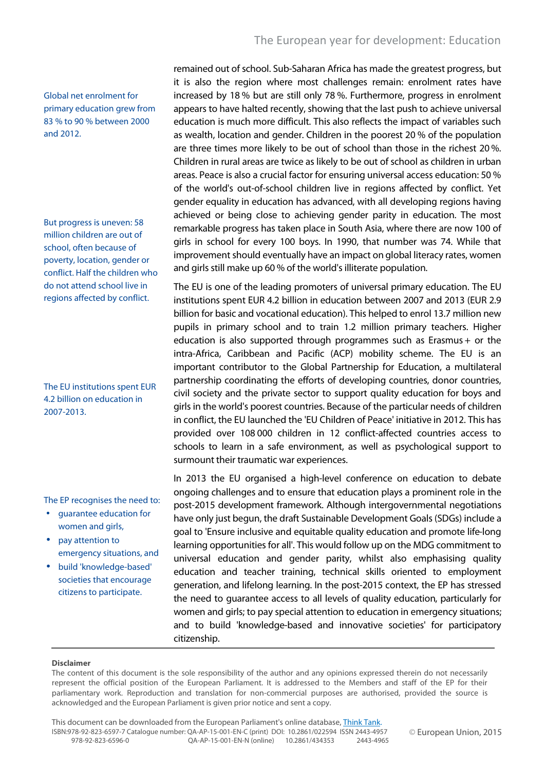remained out of school. Sub-Saharan Africa has made the greatest progress, but it is also the region where most challenges remain: enrolment rates have increased by 18 % but are still only 78 %. Furthermore, progress in enrolment appears to have halted recently, showing that the last push to achieve universal education is much more difficult. This also reflects the impact of variables such as wealth, location and gender. Children in the poorest 20 % of the population are three times more likely to be out of school than those in the richest 20 %. Children in rural areas are twice as likely to be out of school as children in urban areas. Peace is also a crucial factor for ensuring universal access education: 50 % of the world's out-of-school children live in regions affected by conflict. Yet gender equality in education has advanced, with all developing regions having achieved or being close to achieving gender parity in education. The most remarkable progress has taken place in South Asia, where there are now 100 of girls in school for every 100 boys. In 1990, that number was 74. While that improvement should eventually have an impact on global literacy rates, women and girls still make up 60 % of the world's illiterate population.

Global net enrolment for primary education grew from 83 % to 90 % between 2000 and 2012.

But progress is uneven: 58 million children are out of school, often because of poverty, location, gender or conflict. Half the children who do not attend school live in regions affected by conflict.

The EU is one of the leading promoters of universal primary education. The EU institutions spent EUR 4.2 billion in education between 2007 and 2013 (EUR 2.9 billion for basic and vocational education). This helped to enrol 13.7 million new pupils in primary school and to train 1.2 million primary teachers. Higher education is also supported through programmes such as Erasmus + or the intra-Africa, Caribbean and Pacific (ACP) mobility scheme. The EU is an important contributor to the Global Partnership for Education, a multilateral partnership coordinating the efforts of developing countries, donor countries, civil society and the private sector to support quality education for boys and girls in the world's poorest countries. Because of the particular needs of children in conflict, the EU launched the 'EU Children of Peace' initiative in 2012. This has provided over 108 000 children in 12 conflict-affected countries access to schools to learn in a safe environment, as well as psychological support to surmount their traumatic war experiences.

The EU institutions spent EUR 4.2 billion on education in 2007-2013.

In 2013 the EU organised a high-level conference on education to debate ongoing challenges and to ensure that education plays a prominent role in the post-2015 development framework. Although intergovernmental negotiations have only just begun, the draft Sustainable Development Goals (SDGs) include a goal to 'Ensure inclusive and equitable quality education and promote life-long learning opportunities for all'. This would follow up on the MDG commitment to universal education and gender parity, whilst also emphasising quality education and teacher training, technical skills oriented to employment generation, and lifelong learning. In the post-2015 context, the EP has stressed the need to guarantee access to all levels of quality education, particularly for women and girls; to pay special attention to education in emergency situations; and to build 'knowledge-based and innovative societies' for participatory citizenship.

The EP recognises the need to:

- guarantee education for women and girls,
- pay attention to emergency situations, and
- build 'knowledge-based' societies that encourage citizens to participate.

**Disclaimer**

The content of this document is the sole responsibility of the author and any opinions expressed therein do not necessarily represent the official position of the European Parliament. It is addressed to the Members and staff of the EP for their parliamentary work. Reproduction and translation for non-commercial purposes are authorised, provided the source is acknowledged and the European Parliament is given prior notice and sent a copy.

This document can be downloaded from the European Parliament's online database, Think Tank.

ISBN:978-92-823-6597-7 Catalogue number: QA-AP-15-001-EN-C (print) DOI: 10.2861/022594 ISSN 2443-4957
978-92-823-6596-0 QA-AP-15-001-EN-N (online) 10.2861/434353 2443-4965

© European Union, 2015